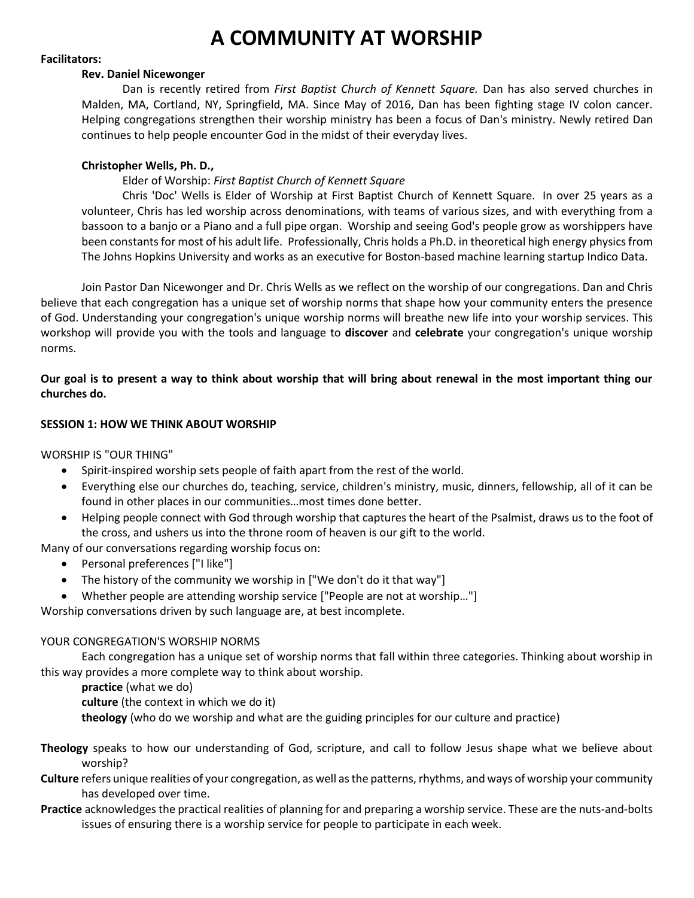# A COMMUNITY AT WORSHIP

**Facilitators:**

**Rev. Daniel Nicewonger**

Dan is recently retired from *First Baptist Church of Kennett Square.* Dan has also served churches in Malden, MA, Cortland, NY, Springfield, MA. Since May of 2016, Dan has been fighting stage IV colon cancer. Helping congregations strengthen their worship ministry has been a focus of Dan's ministry. Newly retired Dan continues to help people encounter God in the midst of their everyday lives.

**Christopher Wells, Ph. D.,**

Elder of Worship: *First Baptist Church of Kennett Square*

Chris 'Doc' Wells is Elder of Worship at First Baptist Church of Kennett Square. In over 25 years as a volunteer, Chris has led worship across denominations, with teams of various sizes, and with everything from a bassoon to a banjo or a Piano and a full pipe organ. Worship and seeing God's people grow as worshippers have been constants for most of his adult life. Professionally, Chris holds a Ph.D. in theoretical high energy physics from The Johns Hopkins University and works as an executive for Boston-based machine learning startup Indico Data.

Join Pastor Dan Nicewonger and Dr. Chris Wells as we reflect on the worship of our congregations. Dan and Chris believe that each congregation has a unique set of worship norms that shape how your community enters the presence of God. Understanding your congregation's unique worship norms will breathe new life into your worship services. This workshop will provide you with the tools and language to **discover** and **celebrate** your congregation's unique worship norms.

**Our goal is to present a way to think about worship that will bring about renewal in the most important thing our churches do.**

**SESSION 1: HOW WE THINK ABOUT WORSHIP**

WORSHIP IS "OUR THING"

- Spirit-inspired worship sets people of faith apart from the rest of the world.
- Everything else our churches do, teaching, service, children's ministry, music, dinners, fellowship, all of it can be found in other places in our communities…most times done better.
- Helping people connect with God through worship that captures the heart of the Psalmist, draws us to the foot of the cross, and ushers us into the throne room of heaven is our gift to the world.

Many of our conversations regarding worship focus on:

- Personal preferences ["I like"]
- The history of the community we worship in ["We don't do it that way"]
- Whether people are attending worship service ["People are not at worship…"]

Worship conversations driven by such language are, at best incomplete.

YOUR CONGREGATION'S WORSHIP NORMS

Each congregation has a unique set of worship norms that fall within three categories. Thinking about worship in this way provides a more complete way to think about worship.

**practice** (what we do)
**culture** (the context in which we do it)
**theology** (who do we worship and what are the guiding principles for our culture and practice)

**Theology** speaks to how our understanding of God, scripture, and call to follow Jesus shape what we believe about worship?

**Culture** refers unique realities of your congregation, as well as the patterns, rhythms, and ways of worship your community has developed over time.

**Practice** acknowledges the practical realities of planning for and preparing a worship service. These are the nuts-and-bolts issues of ensuring there is a worship service for people to participate in each week.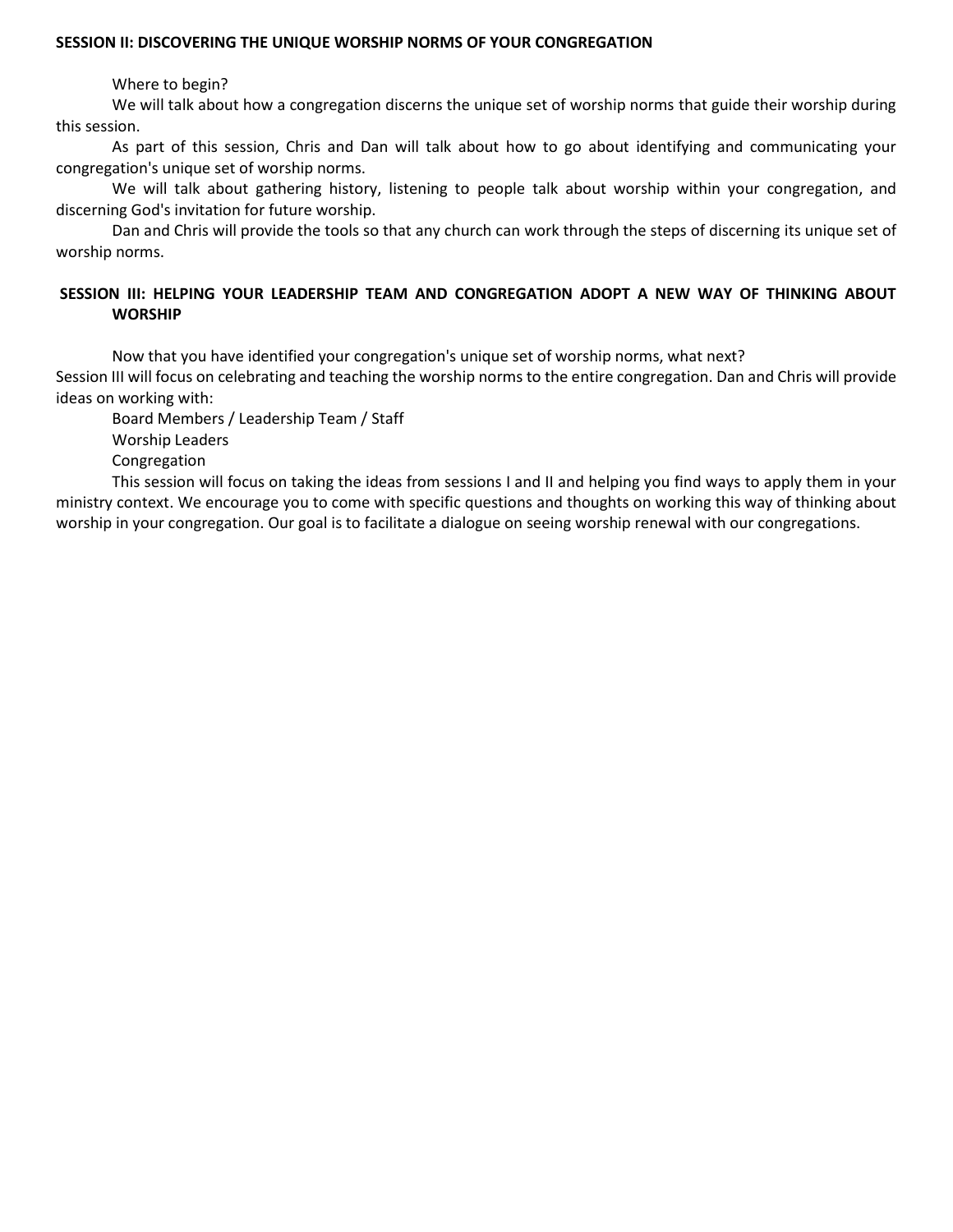**SESSION II: DISCOVERING THE UNIQUE WORSHIP NORMS OF YOUR CONGREGATION**

Where to begin?

We will talk about how a congregation discerns the unique set of worship norms that guide their worship during this session.

As part of this session, Chris and Dan will talk about how to go about identifying and communicating your congregation's unique set of worship norms.

We will talk about gathering history, listening to people talk about worship within your congregation, and discerning God's invitation for future worship.

Dan and Chris will provide the tools so that any church can work through the steps of discerning its unique set of worship norms.

**SESSION III: HELPING YOUR LEADERSHIP TEAM AND CONGREGATION ADOPT A NEW WAY OF THINKING ABOUT WORSHIP**

Now that you have identified your congregation's unique set of worship norms, what next?

Session III will focus on celebrating and teaching the worship norms to the entire congregation. Dan and Chris will provide ideas on working with:

Board Members / Leadership Team / Staff

Worship Leaders

Congregation

This session will focus on taking the ideas from sessions I and II and helping you find ways to apply them in your ministry context. We encourage you to come with specific questions and thoughts on working this way of thinking about worship in your congregation. Our goal is to facilitate a dialogue on seeing worship renewal with our congregations.